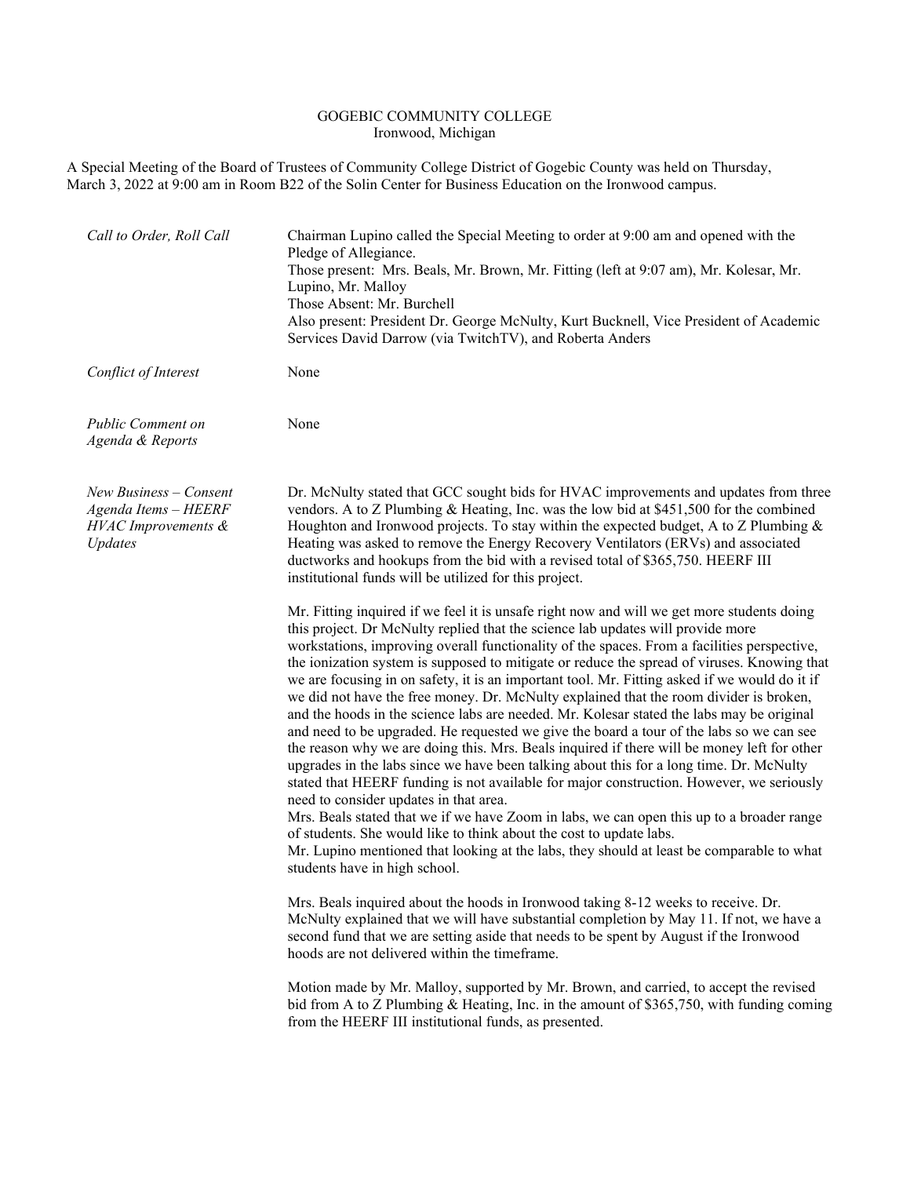GOGEBIC COMMUNITY COLLEGE
Ironwood, Michigan

A Special Meeting of the Board of Trustees of Community College District of Gogebic County was held on Thursday, March 3, 2022 at 9:00 am in Room B22 of the Solin Center for Business Education on the Ironwood campus.

*Call to Order, Roll Call*

Chairman Lupino called the Special Meeting to order at 9:00 am and opened with the Pledge of Allegiance.
Those present: Mrs. Beals, Mr. Brown, Mr. Fitting (left at 9:07 am), Mr. Kolesar, Mr. Lupino, Mr. Malloy
Those Absent: Mr. Burchell
Also present: President Dr. George McNulty, Kurt Bucknell, Vice President of Academic Services David Darrow (via TwitchTV), and Roberta Anders

*Conflict of Interest*

None

*Public Comment on Agenda & Reports*

None

*New Business – Consent Agenda Items – HEERF HVAC Improvements & Updates*

Dr. McNulty stated that GCC sought bids for HVAC improvements and updates from three vendors. A to Z Plumbing & Heating, Inc. was the low bid at $451,500 for the combined Houghton and Ironwood projects. To stay within the expected budget, A to Z Plumbing & Heating was asked to remove the Energy Recovery Ventilators (ERVs) and associated ductworks and hookups from the bid with a revised total of $365,750. HEERF III institutional funds will be utilized for this project.

Mr. Fitting inquired if we feel it is unsafe right now and will we get more students doing this project. Dr McNulty replied that the science lab updates will provide more workstations, improving overall functionality of the spaces. From a facilities perspective, the ionization system is supposed to mitigate or reduce the spread of viruses. Knowing that we are focusing in on safety, it is an important tool. Mr. Fitting asked if we would do it if we did not have the free money. Dr. McNulty explained that the room divider is broken, and the hoods in the science labs are needed. Mr. Kolesar stated the labs may be original and need to be upgraded. He requested we give the board a tour of the labs so we can see the reason why we are doing this. Mrs. Beals inquired if there will be money left for other upgrades in the labs since we have been talking about this for a long time. Dr. McNulty stated that HEERF funding is not available for major construction. However, we seriously need to consider updates in that area.
Mrs. Beals stated that we if we have Zoom in labs, we can open this up to a broader range of students. She would like to think about the cost to update labs.
Mr. Lupino mentioned that looking at the labs, they should at least be comparable to what students have in high school.

Mrs. Beals inquired about the hoods in Ironwood taking 8-12 weeks to receive. Dr. McNulty explained that we will have substantial completion by May 11. If not, we have a second fund that we are setting aside that needs to be spent by August if the Ironwood hoods are not delivered within the timeframe.

Motion made by Mr. Malloy, supported by Mr. Brown, and carried, to accept the revised bid from A to Z Plumbing & Heating, Inc. in the amount of $365,750, with funding coming from the HEERF III institutional funds, as presented.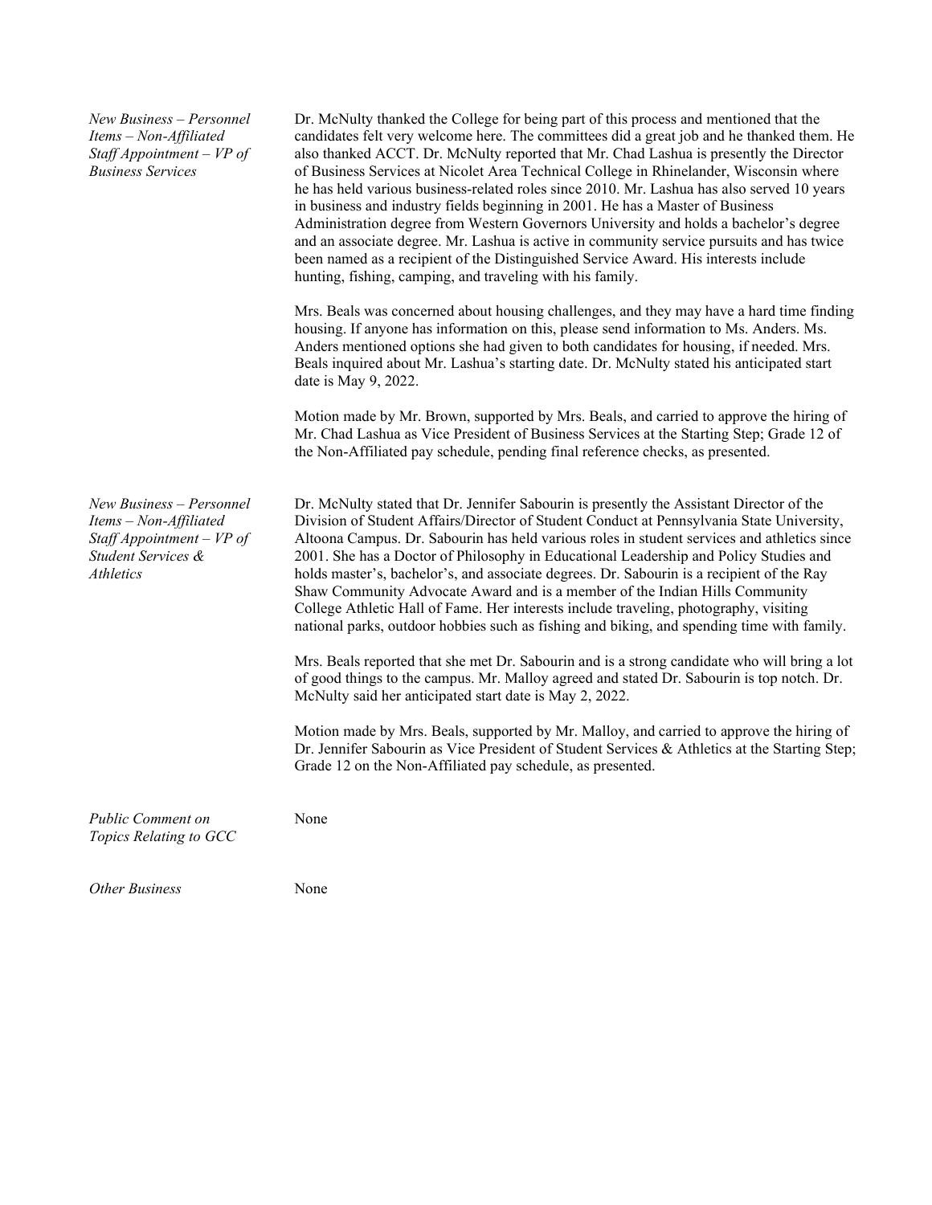*New Business – Personnel Items – Non-Affiliated Staff Appointment – VP of Business Services*

Dr. McNulty thanked the College for being part of this process and mentioned that the candidates felt very welcome here. The committees did a great job and he thanked them. He also thanked ACCT. Dr. McNulty reported that Mr. Chad Lashua is presently the Director of Business Services at Nicolet Area Technical College in Rhinelander, Wisconsin where he has held various business-related roles since 2010. Mr. Lashua has also served 10 years in business and industry fields beginning in 2001. He has a Master of Business Administration degree from Western Governors University and holds a bachelor's degree and an associate degree. Mr. Lashua is active in community service pursuits and has twice been named as a recipient of the Distinguished Service Award. His interests include hunting, fishing, camping, and traveling with his family.

Mrs. Beals was concerned about housing challenges, and they may have a hard time finding housing. If anyone has information on this, please send information to Ms. Anders. Ms. Anders mentioned options she had given to both candidates for housing, if needed. Mrs. Beals inquired about Mr. Lashua's starting date. Dr. McNulty stated his anticipated start date is May 9, 2022.

Motion made by Mr. Brown, supported by Mrs. Beals, and carried to approve the hiring of Mr. Chad Lashua as Vice President of Business Services at the Starting Step; Grade 12 of the Non-Affiliated pay schedule, pending final reference checks, as presented.

*New Business – Personnel Items – Non-Affiliated Staff Appointment – VP of Student Services & Athletics*

Dr. McNulty stated that Dr. Jennifer Sabourin is presently the Assistant Director of the Division of Student Affairs/Director of Student Conduct at Pennsylvania State University, Altoona Campus. Dr. Sabourin has held various roles in student services and athletics since 2001. She has a Doctor of Philosophy in Educational Leadership and Policy Studies and holds master's, bachelor's, and associate degrees. Dr. Sabourin is a recipient of the Ray Shaw Community Advocate Award and is a member of the Indian Hills Community College Athletic Hall of Fame. Her interests include traveling, photography, visiting national parks, outdoor hobbies such as fishing and biking, and spending time with family.

Mrs. Beals reported that she met Dr. Sabourin and is a strong candidate who will bring a lot of good things to the campus. Mr. Malloy agreed and stated Dr. Sabourin is top notch. Dr. McNulty said her anticipated start date is May 2, 2022.

Motion made by Mrs. Beals, supported by Mr. Malloy, and carried to approve the hiring of Dr. Jennifer Sabourin as Vice President of Student Services & Athletics at the Starting Step; Grade 12 on the Non-Affiliated pay schedule, as presented.

*Public Comment on Topics Relating to GCC*

None

*Other Business*

None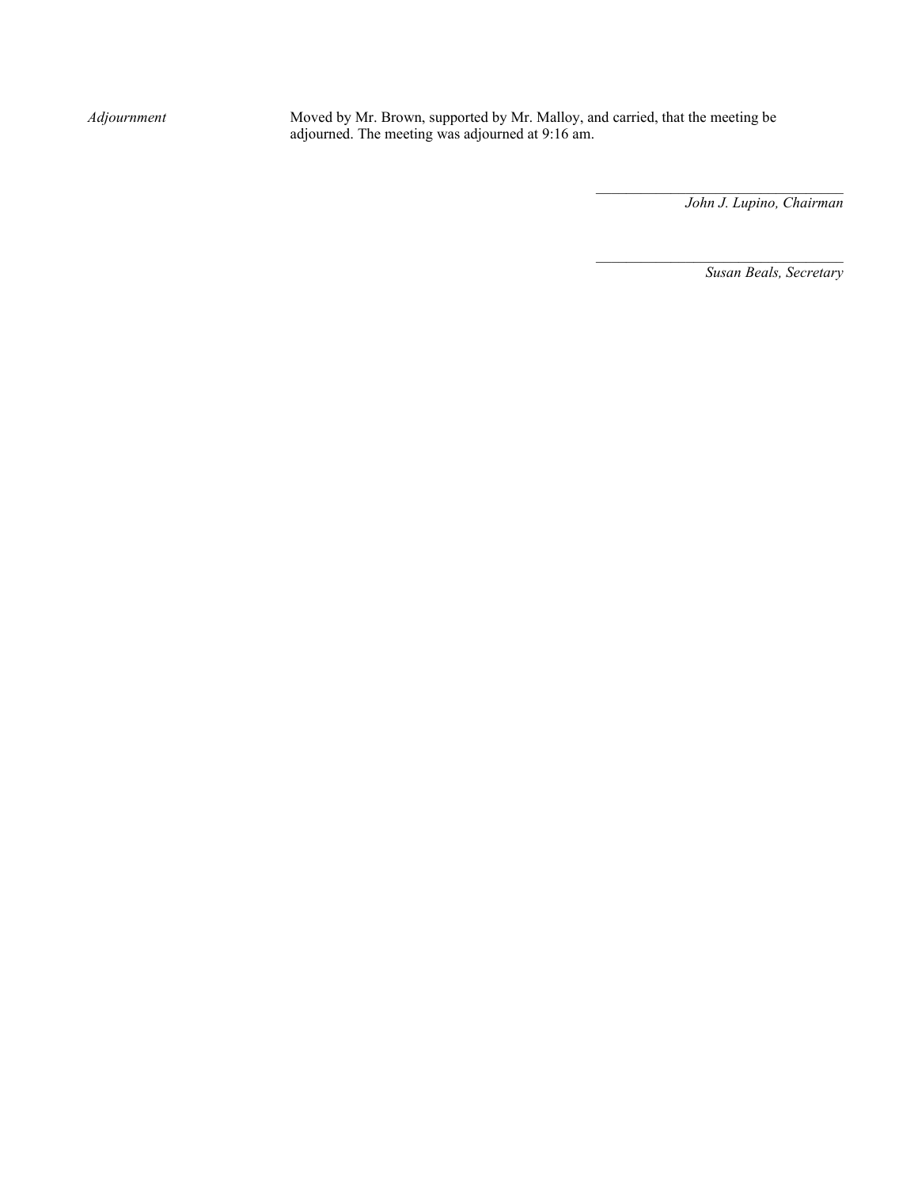*Adjournment*

Moved by Mr. Brown, supported by Mr. Malloy, and carried, that the meeting be adjourned. The meeting was adjourned at 9:16 am.

\_\_\_\_\_\_\_\_\_\_\_\_\_\_\_\_\_\_\_\_\_\_\_\_\_\_\_\_\_\_\_\_\_\_\_\_
*John J. Lupino, Chairman*

\_\_\_\_\_\_\_\_\_\_\_\_\_\_\_\_\_\_\_\_\_\_\_\_\_\_\_\_\_\_\_\_\_\_\_\_
*Susan Beals, Secretary*